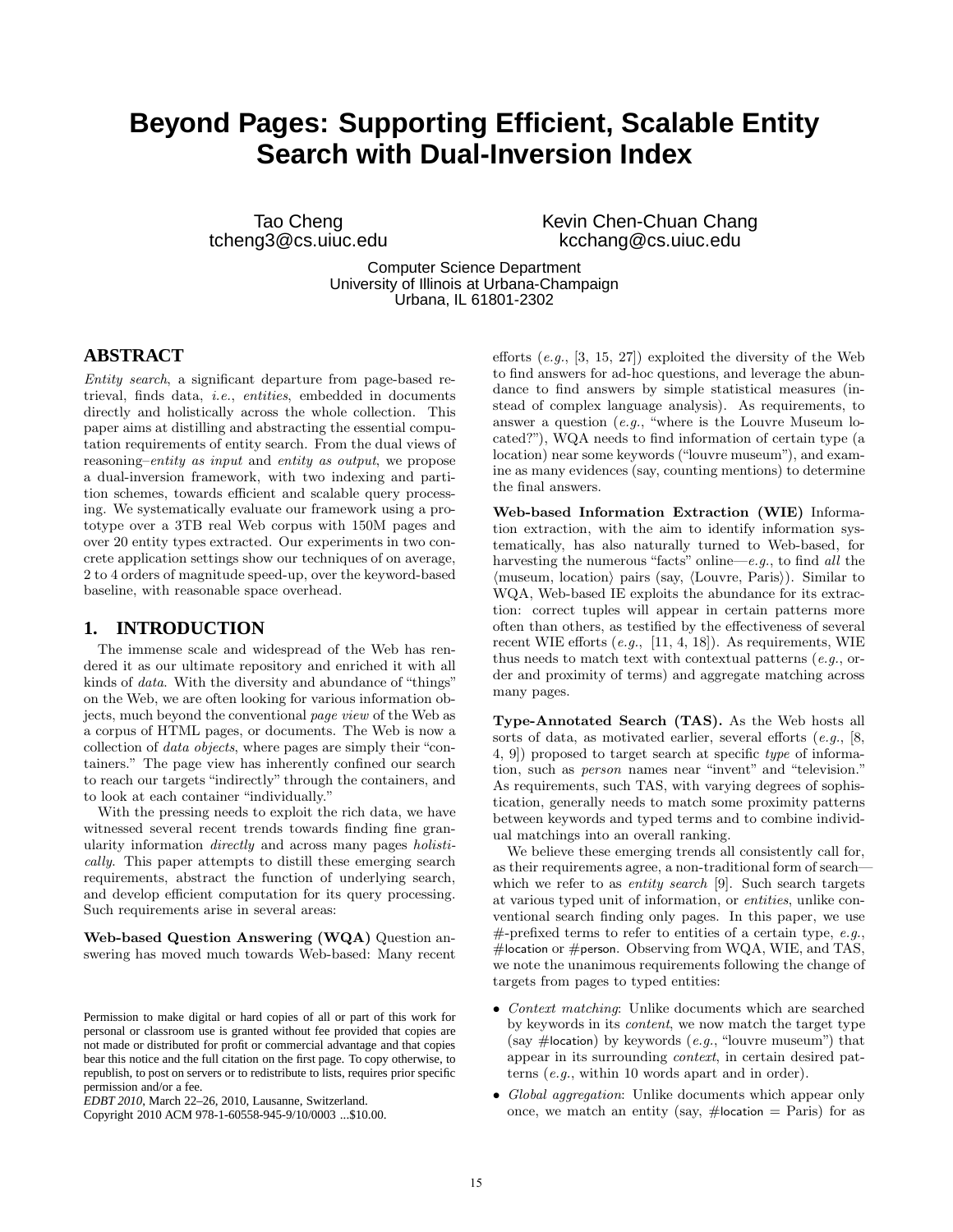# Beyond Pages: Supporting Efficient, Scalable Entity Search with Dual-Inversion Index

Tao Cheng
tcheng3@cs.uiuc.edu

Kevin Chen-Chuan Chang
kcchang@cs.uiuc.edu

Computer Science Department
University of Illinois at Urbana-Champaign
Urbana, IL 61801-2302

## ABSTRACT

*Entity search*, a significant departure from page-based retrieval, finds data, *i.e.*, *entities*, embedded in documents directly and holistically across the whole collection. This paper aims at distilling and abstracting the essential computation requirements of entity search. From the dual views of reasoning–*entity as input* and *entity as output*, we propose a dual-inversion framework, with two indexing and partition schemes, towards efficient and scalable query processing. We systematically evaluate our framework using a prototype over a 3TB real Web corpus with 150M pages and over 20 entity types extracted. Our experiments in two concrete application settings show our techniques of on average, 2 to 4 orders of magnitude speed-up, over the keyword-based baseline, with reasonable space overhead.

## 1. INTRODUCTION

The immense scale and widespread of the Web has rendered it as our ultimate repository and enriched it with all kinds of *data*. With the diversity and abundance of "things" on the Web, we are often looking for various information objects, much beyond the conventional *page view* of the Web as a corpus of HTML pages, or documents. The Web is now a collection of *data objects*, where pages are simply their "containers." The page view has inherently confined our search to reach our targets "indirectly" through the containers, and to look at each container "individually."

With the pressing needs to exploit the rich data, we have witnessed several recent trends towards finding fine granularity information *directly* and across many pages *holistically*. This paper attempts to distill these emerging search requirements, abstract the function of underlying search, and develop efficient computation for its query processing. Such requirements arise in several areas:

**Web-based Question Answering (WQA)** Question answering has moved much towards Web-based: Many recent efforts (*e.g.*, [3, 15, 27]) exploited the diversity of the Web to find answers for ad-hoc questions, and leverage the abundance to find answers by simple statistical measures (instead of complex language analysis). As requirements, to answer a question (*e.g.*, "where is the Louvre Museum located?"), WQA needs to find information of certain type (a location) near some keywords ("louvre museum"), and examine as many evidences (say, counting mentions) to determine the final answers.

**Web-based Information Extraction (WIE)** Information extraction, with the aim to identify information systematically, has also naturally turned to Web-based, for harvesting the numerous "facts" online—*e.g.*, to find *all* the ⟨museum, location⟩ pairs (say, ⟨Louvre, Paris⟩). Similar to WQA, Web-based IE exploits the abundance for its extraction: correct tuples will appear in certain patterns more often than others, as testified by the effectiveness of several recent WIE efforts (*e.g.*, [11, 4, 18]). As requirements, WIE thus needs to match text with contextual patterns (*e.g.*, order and proximity of terms) and aggregate matching across many pages.

**Type-Annotated Search (TAS).** As the Web hosts all sorts of data, as motivated earlier, several efforts (*e.g.*, [8, 4, 9]) proposed to target search at specific *type* of information, such as *person* names near "invent" and "television." As requirements, such TAS, with varying degrees of sophistication, generally needs to match some proximity patterns between keywords and typed terms and to combine individual matchings into an overall ranking.

We believe these emerging trends all consistently call for, as their requirements agree, a non-traditional form of search—which we refer to as *entity search* [9]. Such search targets at various typed unit of information, or *entities*, unlike conventional search finding only pages. In this paper, we use #-prefixed terms to refer to entities of a certain type, *e.g.*, #location or #person. Observing from WQA, WIE, and TAS, we note the unanimous requirements following the change of targets from pages to typed entities:

- *Context matching*: Unlike documents which are searched by keywords in its *content*, we now match the target type (say #location) by keywords (*e.g.*, "louvre museum") that appear in its surrounding *context*, in certain desired patterns (*e.g.*, within 10 words apart and in order).
- *Global aggregation*: Unlike documents which appear only once, we match an entity (say, #location = Paris) for as

Permission to make digital or hard copies of all or part of this work for personal or classroom use is granted without fee provided that copies are not made or distributed for profit or commercial advantage and that copies bear this notice and the full citation on the first page. To copy otherwise, to republish, to post on servers or to redistribute to lists, requires prior specific permission and/or a fee.
*EDBT 2010*, March 22–26, 2010, Lausanne, Switzerland.
Copyright 2010 ACM 978-1-60558-945-9/10/0003 ...$10.00.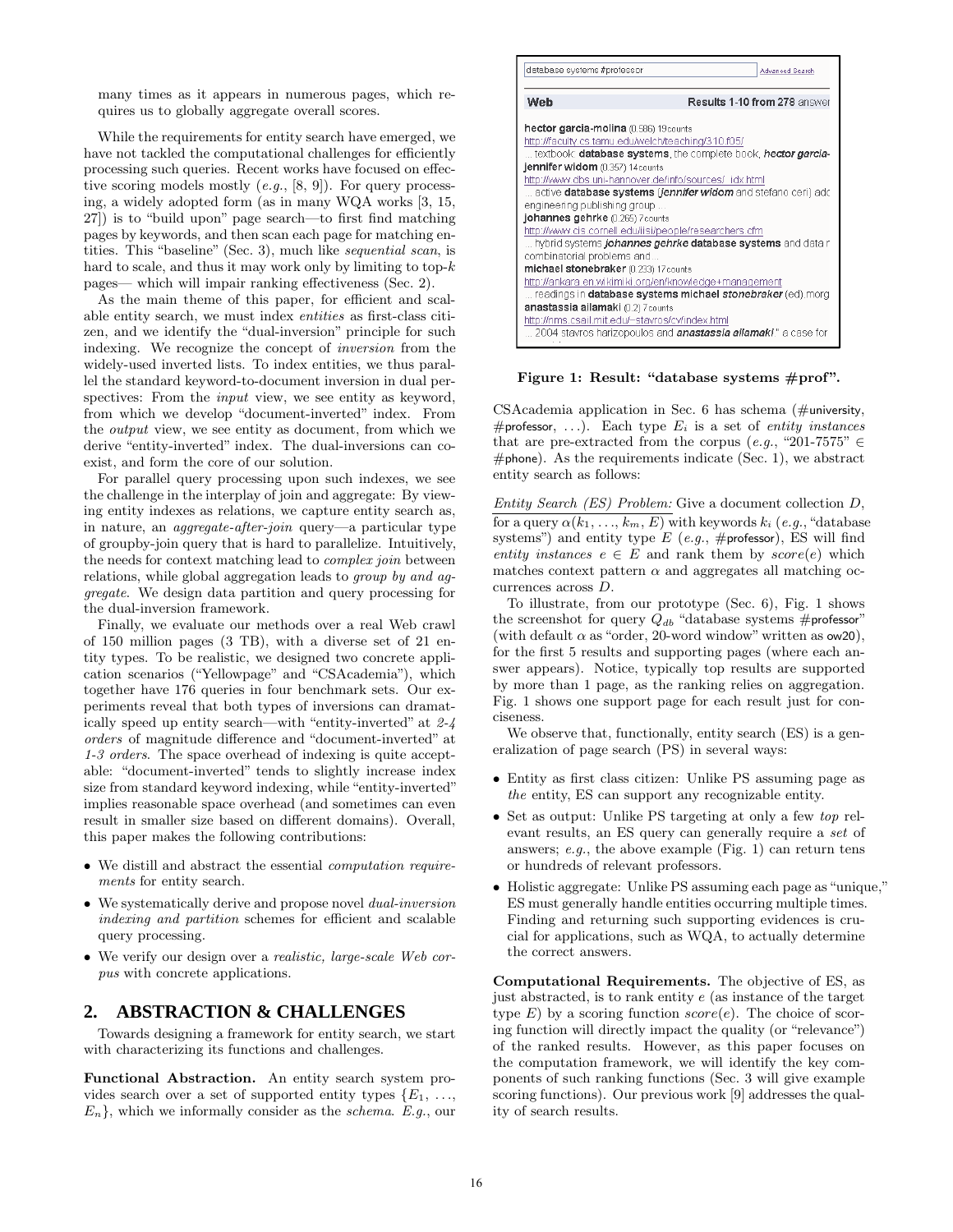many times as it appears in numerous pages, which requires us to globally aggregate overall scores.

While the requirements for entity search have emerged, we have not tackled the computational challenges for efficiently processing such queries. Recent works have focused on effective scoring models mostly (*e.g.*, [8, 9]). For query processing, a widely adopted form (as in many WQA works [3, 15, 27]) is to "build upon" page search—to first find matching pages by keywords, and then scan each page for matching entities. This "baseline" (Sec. 3), much like *sequential scan*, is hard to scale, and thus it may work only by limiting to top-$k$ pages— which will impair ranking effectiveness (Sec. 2).

As the main theme of this paper, for efficient and scalable entity search, we must index *entities* as first-class citizen, and we identify the "dual-inversion" principle for such indexing. We recognize the concept of *inversion* from the widely-used inverted lists. To index entities, we thus parallel the standard keyword-to-document inversion in dual perspectives: From the *input* view, we see entity as keyword, from which we develop "document-inverted" index. From the *output* view, we see entity as document, from which we derive "entity-inverted" index. The dual-inversions can co-exist, and form the core of our solution.

For parallel query processing upon such indexes, we see the challenge in the interplay of join and aggregate: By viewing entity indexes as relations, we capture entity search as, in nature, an *aggregate-after-join* query—a particular type of groupby-join query that is hard to parallelize. Intuitively, the needs for context matching lead to *complex join* between relations, while global aggregation leads to *group by and aggregate*. We design data partition and query processing for the dual-inversion framework.

Finally, we evaluate our methods over a real Web crawl of 150 million pages (3 TB), with a diverse set of 21 entity types. To be realistic, we designed two concrete application scenarios ("Yellowpage" and "CSAcademia"), which together have 176 queries in four benchmark sets. Our experiments reveal that both types of inversions can dramatically speed up entity search—with "entity-inverted" at *2-4 orders* of magnitude difference and "document-inverted" at *1-3 orders*. The space overhead of indexing is quite acceptable: "document-inverted" tends to slightly increase index size from standard keyword indexing, while "entity-inverted" implies reasonable space overhead (and sometimes can even result in smaller size based on different domains). Overall, this paper makes the following contributions:

- We distill and abstract the essential *computation requirements* for entity search.
- We systematically derive and propose novel *dual-inversion indexing and partition* schemes for efficient and scalable query processing.
- We verify our design over a *realistic, large-scale Web corpus* with concrete applications.

## 2. ABSTRACTION & CHALLENGES

Towards designing a framework for entity search, we start with characterizing its functions and challenges.

**Functional Abstraction.** An entity search system provides search over a set of supported entity types $\{E_1, \ldots, E_n\}$, which we informally consider as the *schema*. *E.g.*, our CSAcademia application in Sec. 6 has schema (#university, #professor, ...). Each type $E_i$ is a set of *entity instances* that are pre-extracted from the corpus (*e.g.*, "201-7575" $\in$ #phone). As the requirements indicate (Sec. 1), we abstract entity search as follows:

*Entity Search (ES) Problem:* Give a document collection $D$, for a query $\alpha(k_1, \ldots, k_m, E)$ with keywords $k_i$ (*e.g.*, "database systems") and entity type $E$ (*e.g.*, #professor), ES will find *entity instances* $e \in E$ and rank them by $score(e)$ which matches context pattern $\alpha$ and aggregates all matching occurrences across $D$.

Figure 1: Result: "database systems #prof".

To illustrate, from our prototype (Sec. 6), Fig. 1 shows the screenshot for query $Q_{db}$ "database systems #professor" (with default $\alpha$ as "order, 20-word window" written as ow20), for the first 5 results and supporting pages (where each answer appears). Notice, typically top results are supported by more than 1 page, as the ranking relies on aggregation. Fig. 1 shows one support page for each result just for conciseness.

We observe that, functionally, entity search (ES) is a generalization of page search (PS) in several ways:

- Entity as first class citizen: Unlike PS assuming page as *the* entity, ES can support any recognizable entity.
- Set as output: Unlike PS targeting at only a few *top* relevant results, an ES query can generally require a *set* of answers; *e.g.*, the above example (Fig. 1) can return tens or hundreds of relevant professors.
- Holistic aggregate: Unlike PS assuming each page as "unique," ES must generally handle entities occurring multiple times. Finding and returning such supporting evidences is crucial for applications, such as WQA, to actually determine the correct answers.

**Computational Requirements.** The objective of ES, as just abstracted, is to rank entity $e$ (as instance of the target type $E$) by a scoring function $score(e)$. The choice of scoring function will directly impact the quality (or "relevance") of the ranked results. However, as this paper focuses on the computation framework, we will identify the key components of such ranking functions (Sec. 3 will give example scoring functions). Our previous work [9] addresses the quality of search results.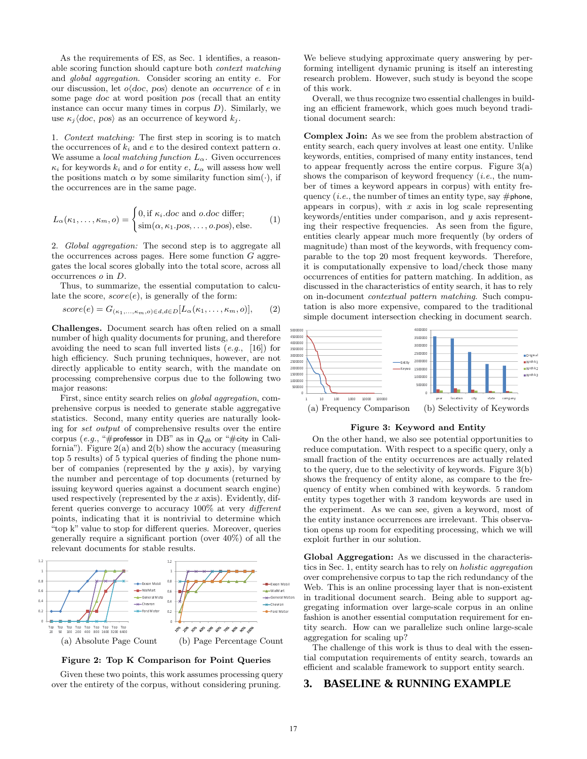As the requirements of ES, as Sec. 1 identifies, a reasonable scoring function should capture both *context matching* and *global aggregation*. Consider scoring an entity $e$. For our discussion, let $o\langle doc, pos\rangle$ denote an *occurrence* of $e$ in some page $doc$ at word position $pos$ (recall that an entity instance can occur many times in corpus $D$). Similarly, we use $\kappa_j\langle doc, pos\rangle$ as an occurrence of keyword $k_j$.

1. *Context matching:* The first step in scoring is to match the occurrences of $k_i$ and $e$ to the desired context pattern $\alpha$. We assume a *local matching function* $L_\alpha$. Given occurrences $\kappa_i$ for keywords $k_i$ and $o$ for entity $e$, $L_\alpha$ will assess how well the positions match $\alpha$ by some similarity function sim$(\cdot)$, if the occurrences are in the same page.

$$L_\alpha(\kappa_1, \ldots, \kappa_m, o) = \begin{cases} 0, \text{if } \kappa_i.doc \text{ and } o.doc \text{ differ;} \\ \text{sim}(\alpha, \kappa_1.pos, \ldots, o.pos), \text{else.} \end{cases} \quad (1)$$

2. *Global aggregation:* The second step is to aggregate all the occurrences across pages. Here some function $G$ aggregates the local scores globally into the total score, across all occurrences $o$ in $D$.

Thus, to summarize, the essential computation to calculate the score, $score(e)$, is generally of the form:

$$score(e) = G_{(\kappa_1,\ldots,\kappa_m,o)\in d, d\in D}[L_\alpha(\kappa_1, \ldots, \kappa_m, o)], \quad (2)$$

**Challenges.** Document search has often relied on a small number of high quality documents for pruning, and therefore avoiding the need to scan full inverted lists (*e.g.*, [16]) for high efficiency. Such pruning techniques, however, are not directly applicable to entity search, with the mandate on processing comprehensive corpus due to the following two major reasons:

First, since entity search relies on *global aggregation*, comprehensive corpus is needed to generate stable aggregative statistics. Second, many entity queries are naturally looking for *set output* of comprehensive results over the entire corpus (*e.g.*, "#professor in DB" as in $Q_{db}$ or "#city in California"). Figure 2(a) and 2(b) show the accuracy (measuring top 5 results) of 5 typical queries of finding the phone number of companies (represented by the $y$ axis), by varying the number and percentage of top documents (returned by issuing keyword queries against a document search engine) used respectively (represented by the $x$ axis). Evidently, different queries converge to accuracy 100% at very *different* points, indicating that it is nontrivial to determine which "top k" value to stop for different queries. Moreover, queries generally require a significant portion (over 40%) of all the relevant documents for stable results.

(a) Absolute Page Count (b) Page Percentage Count

**Figure 2: Top K Comparison for Point Queries**

Given these two points, this work assumes processing query over the entirety of the corpus, without considering pruning.

We believe studying approximate query answering by performing intelligent dynamic pruning is itself an interesting research problem. However, such study is beyond the scope of this work.

Overall, we thus recognize two essential challenges in building an efficient framework, which goes much beyond traditional document search:

**Complex Join:** As we see from the problem abstraction of entity search, each query involves at least one entity. Unlike keywords, entities, comprised of many entity instances, tend to appear frequently across the entire corpus. Figure 3(a) shows the comparison of keyword frequency (*i.e.*, the number of times a keyword appears in corpus) with entity frequency (*i.e.*, the number of times an entity type, say #phone, appears in corpus), with $x$ axis in log scale representing keywords/entities under comparison, and $y$ axis representing their respective frequencies. As seen from the figure, entities clearly appear much more frequently (by orders of magnitude) than most of the keywords, with frequency comparable to the top 20 most frequent keywords. Therefore, it is computationally expensive to load/check those many occurrences of entities for pattern matching. In addition, as discussed in the characteristics of entity search, it has to rely on in-document *contextual pattern matching*. Such computation is also more expensive, compared to the traditional simple document intersection checking in document search.

(a) Frequency Comparison (b) Selectivity of Keywords

**Figure 3: Keyword and Entity**

On the other hand, we also see potential opportunities to reduce computation. With respect to a specific query, only a small fraction of the entity occurrences are actually related to the query, due to the selectivity of keywords. Figure 3(b) shows the frequency of entity alone, as compare to the frequency of entity when combined with keywords. 5 random entity types together with 3 random keywords are used in the experiment. As we can see, given a keyword, most of the entity instance occurrences are irrelevant. This observation opens up room for expediting processing, which we will exploit further in our solution.

**Global Aggregation:** As we discussed in the characteristics in Sec. 1, entity search has to rely on *holistic aggregation* over comprehensive corpus to tap the rich redundancy of the Web. This is an online processing layer that is non-existent in traditional document search. Being able to support aggregating information over large-scale corpus in an online fashion is another essential computation requirement for entity search. How can we parallelize such online large-scale aggregation for scaling up?

The challenge of this work is thus to deal with the essential computation requirements of entity search, towards an efficient and scalable framework to support entity search.

## 3. BASELINE & RUNNING EXAMPLE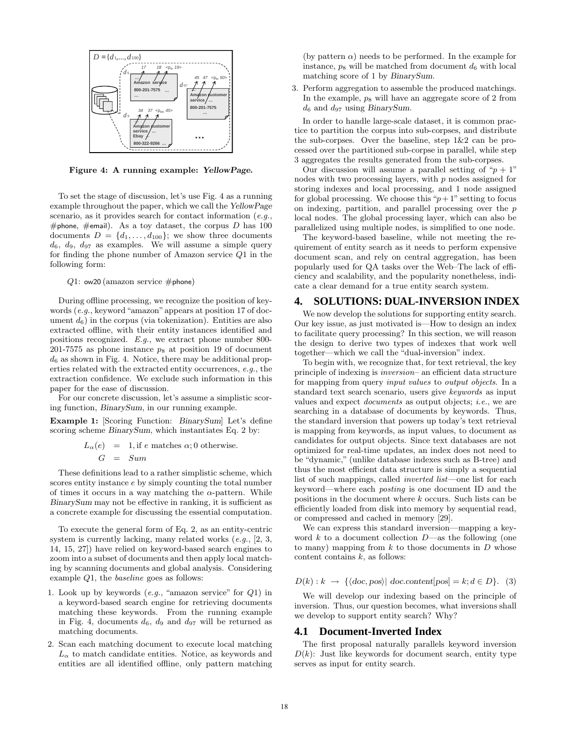**Figure 4: A running example: *YellowPage*.**

To set the stage of discussion, let's use Fig. 4 as a running example throughout the paper, which we call the *YellowPage* scenario, as it provides search for contact information (*e.g.*, #phone, #email). As a toy dataset, the corpus $D$ has 100 documents $D = \{d_1, \ldots, d_{100}\}$; we show three documents $d_6$, $d_9$, $d_{97}$ as examples. We will assume a simple query for finding the phone number of Amazon service $Q1$ in the following form:

$Q1$: ow20 (amazon service #phone)

During offline processing, we recognize the position of keywords (*e.g.*, keyword "amazon" appears at position 17 of document $d_6$) in the corpus (via tokenization). Entities are also extracted offline, with their entity instances identified and positions recognized. *E.g.*, we extract phone number 800-201-7575 as phone instance $p_8$ at position 19 of document $d_6$ as shown in Fig. 4. Notice, there may be additional properties related with the extracted entity occurrences, *e.g.*, the extraction confidence. We exclude such information in this paper for the ease of discussion.

For our concrete discussion, let's assume a simplistic scoring function, *BinarySum*, in our running example.

**Example 1:** [Scoring Function: *BinarySum*] Let's define scoring scheme *BinarySum*, which instantiates Eq. 2 by:

$$\begin{aligned} L_\alpha(e) &= 1, \text{if } e \text{ matches } \alpha; 0 \text{ otherwise.} \\ G &= Sum \end{aligned}$$

These definitions lead to a rather simplistic scheme, which scores entity instance $e$ by simply counting the total number of times it occurs in a way matching the $\alpha$-pattern. While *BinarySum* may not be effective in ranking, it is sufficient as a concrete example for discussing the essential computation.

To execute the general form of Eq. 2, as an entity-centric system is currently lacking, many related works (*e.g.*, [2, 3, 14, 15, 27]) have relied on keyword-based search engines to zoom into a subset of documents and then apply local matching by scanning documents and global analysis. Considering example $Q1$, the *baseline* goes as follows:

1. Look up by keywords (*e.g.*, "amazon service" for $Q1$) in a keyword-based search engine for retrieving documents matching these keywords. From the running example in Fig. 4, documents $d_6$, $d_9$ and $d_{97}$ will be returned as matching documents.
2. Scan each matching document to execute local matching $L_\alpha$ to match candidate entities. Notice, as keywords and entities are all identified offline, only pattern matching (by pattern $\alpha$) needs to be performed. In the example for instance, $p_8$ will be matched from document $d_6$ with local matching score of 1 by *BinarySum*.
3. Perform aggregation to assemble the produced matchings. In the example, $p_8$ will have an aggregate score of 2 from $d_6$ and $d_{97}$ using *BinarySum*.

In order to handle large-scale dataset, it is common practice to partition the corpus into sub-corpses, and distribute the sub-corpses. Over the baseline, step 1&2 can be processed over the partitioned sub-corpse in parallel, while step 3 aggregates the results generated from the sub-corpses.

Our discussion will assume a parallel setting of "$p + 1$" nodes with two processing layers, with $p$ nodes assigned for storing indexes and local processing, and 1 node assigned for global processing. We choose this "$p+1$" setting to focus on indexing, partition, and parallel processing over the $p$ local nodes. The global processing layer, which can also be parallelized using multiple nodes, is simplified to one node.

The keyword-based baseline, while not meeting the requirement of entity search as it needs to perform expensive document scan, and rely on central aggregation, has been popularly used for QA tasks over the Web–The lack of efficiency and scalability, and the popularity nonetheless, indicate a clear demand for a true entity search system.

## 4. SOLUTIONS: DUAL-INVERSION INDEX

We now develop the solutions for supporting entity search. Our key issue, as just motivated is—How to design an index to facilitate query processing? In this section, we will reason the design to derive two types of indexes that work well together—which we call the "dual-inversion" index.

To begin with, we recognize that, for text retrieval, the key principle of indexing is *inversion*– an efficient data structure for mapping from query *input values* to *output objects*. In a standard text search scenario, users give *keywords* as input values and expect *documents* as output objects; *i.e.*, we are searching in a database of documents by keywords. Thus, the standard inversion that powers up today's text retrieval is mapping from keywords, as input values, to document as candidates for output objects. Since text databases are not optimized for real-time updates, an index does not need to be "dynamic," (unlike database indexes such as B-tree) and thus the most efficient data structure is simply a sequential list of such mappings, called *inverted list*—one list for each keyword—where each *posting* is one document ID and the positions in the document where $k$ occurs. Such lists can be efficiently loaded from disk into memory by sequential read, or compressed and cached in memory [29].

We can express this standard inversion—mapping a keyword $k$ to a document collection $D$—as the following (one to many) mapping from $k$ to those documents in $D$ whose content contains $k$, as follows:

$$D(k) : k \;\rightarrow\; \{\langle doc, pos\rangle |\; doc.content[pos] = k; d \in D\}. \quad (3)$$

We will develop our indexing based on the principle of inversion. Thus, our question becomes, what inversions shall we develop to support entity search? Why?

### 4.1 Document-Inverted Index

The first proposal naturally parallels keyword inversion $D(k)$: Just like keywords for document search, entity type serves as input for entity search.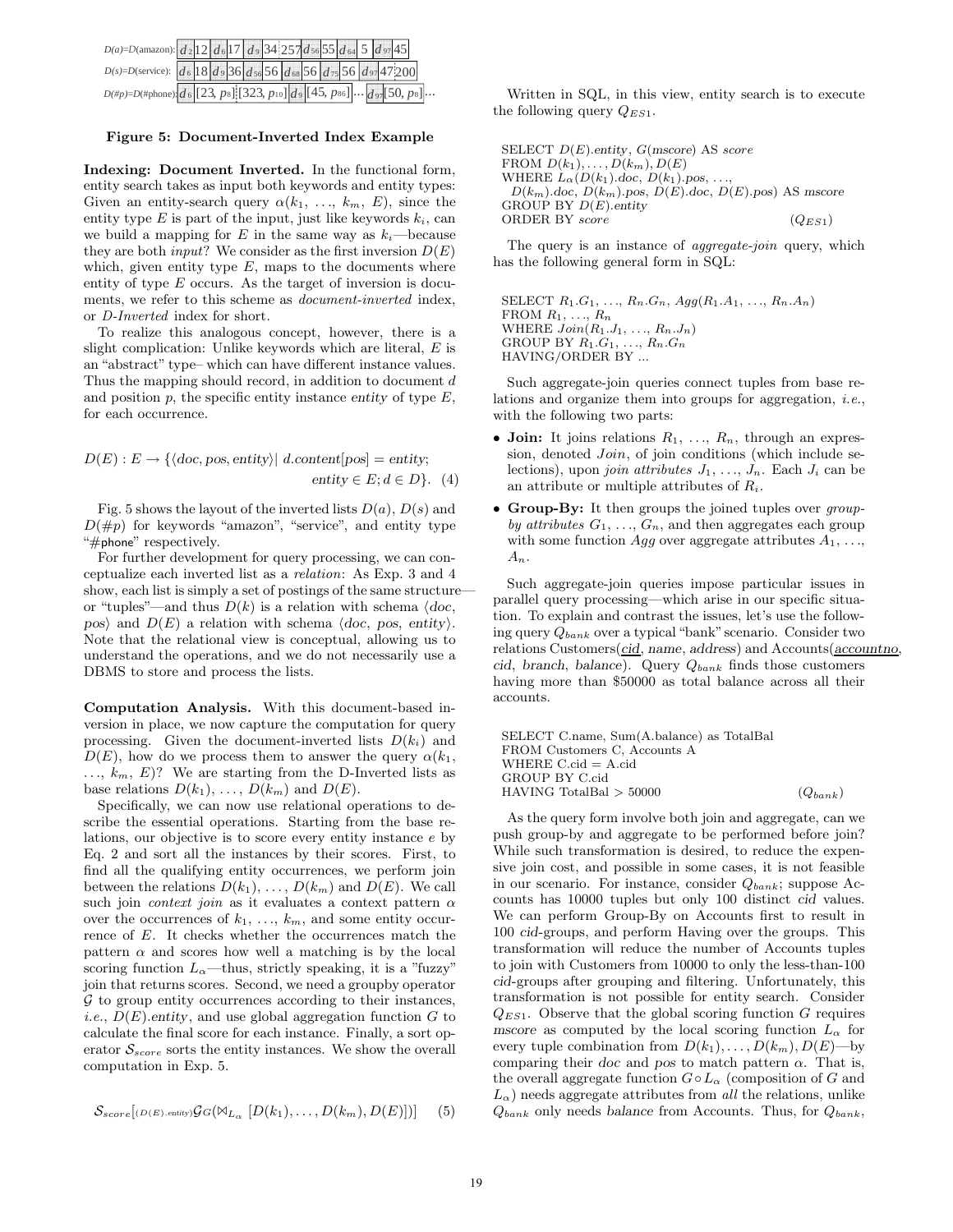$D(a)$=$D$(amazon): $d_2$ 12 $d_6$ 17 $d_9$ 34 257 $d_{56}$ 55 $d_{64}$ 5 $d_{97}$ 45

$D(s)$=$D$(service): $d_6$ 18 $d_9$ 36 $d_{56}$ 56 $d_{68}$ 56 $d_{75}$ 56 $d_{97}$ 47 200

$D(\#p)$=$D$(#phone): $d_6$ [23, $p_8$] [323, $p_{10}$] $d_9$ [45, $p_{86}$] ... $d_{97}$ [50, $p_8$] ...

**Figure 5: Document-Inverted Index Example**

**Indexing: Document Inverted.** In the functional form, entity search takes as input both keywords and entity types: Given an entity-search query $\alpha(k_1, \ldots, k_m, E)$, since the entity type $E$ is part of the input, just like keywords $k_i$, can we build a mapping for $E$ in the same way as $k_i$—because they are both *input*? We consider as the first inversion $D(E)$ which, given entity type $E$, maps to the documents where entity of type $E$ occurs. As the target of inversion is documents, we refer to this scheme as *document-inverted* index, or *D-Inverted* index for short.

To realize this analogous concept, however, there is a slight complication: Unlike keywords which are literal, $E$ is an "abstract" type– which can have different instance values. Thus the mapping should record, in addition to document $d$ and position $p$, the specific entity instance *entity* of type $E$, for each occurrence.

$$D(E) : E \rightarrow \{\langle doc, pos, entity\rangle |\ d.content[pos] = entity; \\ entity \in E; d \in D\}. \quad (4)$$

Fig. 5 shows the layout of the inverted lists $D(a)$, $D(s)$ and $D(\#p)$ for keywords "amazon", "service", and entity type "#phone" respectively.

For further development for query processing, we can conceptualize each inverted list as a *relation*: As Exp. 3 and 4 show, each list is simply a set of postings of the same structure—or "tuples"—and thus $D(k)$ is a relation with schema $\langle doc, pos\rangle$ and $D(E)$ a relation with schema $\langle doc, pos, entity\rangle$. Note that the relational view is conceptual, allowing us to understand the operations, and we do not necessarily use a DBMS to store and process the lists.

**Computation Analysis.** With this document-based inversion in place, we now capture the computation for query processing. Given the document-inverted lists $D(k_i)$ and $D(E)$, how do we process them to answer the query $\alpha(k_1, \ldots, k_m, E)$? We are starting from the D-Inverted lists as base relations $D(k_1), \ldots, D(k_m)$ and $D(E)$.

Specifically, we can now use relational operations to describe the essential operations. Starting from the base relations, our objective is to score every entity instance $e$ by Eq. 2 and sort all the instances by their scores. First, to find all the qualifying entity occurrences, we perform join between the relations $D(k_1), \ldots, D(k_m)$ and $D(E)$. We call such join *context join* as it evaluates a context pattern $\alpha$ over the occurrences of $k_1, \ldots, k_m$, and some entity occurrence of $E$. It checks whether the occurrences match the pattern $\alpha$ and scores how well a matching is by the local scoring function $L_\alpha$—thus, strictly speaking, it is a "fuzzy" join that returns scores. Second, we need a groupby operator $\mathcal{G}$ to group entity occurrences according to their instances, *i.e.*, $D(E).entity$, and use global aggregation function $G$ to calculate the final score for each instance. Finally, a sort operator $\mathcal{S}_{score}$ sorts the entity instances. We show the overall computation in Exp. 5.

$$\mathcal{S}_{score}[{}_{(D(E).entity)}\mathcal{G}_G(\bowtie_{L_\alpha} [D(k_1), \ldots, D(k_m), D(E)])] \quad (5)$$

Written in SQL, in this view, entity search is to execute the following query $Q_{ES1}$.

```
SELECT D(E).entity, G(mscore) AS score
FROM D(k_1), ..., D(k_m), D(E)
WHERE L_α(D(k_1).doc, D(k_1).pos, ...,
  D(k_m).doc, D(k_m).pos, D(E).doc, D(E).pos) AS mscore
GROUP BY D(E).entity
ORDER BY score                                    (Q_ES1)
```

The query is an instance of *aggregate-join* query, which has the following general form in SQL:

```
SELECT R_1.G_1, ..., R_n.G_n, Agg(R_1.A_1, ..., R_n.A_n)
FROM R_1, ..., R_n
WHERE Join(R_1.J_1, ..., R_n.J_n)
GROUP BY R_1.G_1, ..., R_n.G_n
HAVING/ORDER BY ...
```

Such aggregate-join queries connect tuples from base relations and organize them into groups for aggregation, *i.e.*, with the following two parts:

- **Join:** It joins relations $R_1, \ldots, R_n$, through an expression, denoted *Join*, of join conditions (which include selections), upon *join attributes* $J_1, \ldots, J_n$. Each $J_i$ can be an attribute or multiple attributes of $R_i$.
- **Group-By:** It then groups the joined tuples over *group-by attributes* $G_1, \ldots, G_n$, and then aggregates each group with some function *Agg* over aggregate attributes $A_1, \ldots, A_n$.

Such aggregate-join queries impose particular issues in parallel query processing—which arise in our specific situation. To explain and contrast the issues, let's use the following query $Q_{bank}$ over a typical "bank" scenario. Consider two relations Customers(<u>*cid*</u>, *name*, *address*) and Accounts(<u>*accountno*</u>, *cid*, *branch*, *balance*). Query $Q_{bank}$ finds those customers having more than \$50000 as total balance across all their accounts.

```
SELECT C.name, Sum(A.balance) as TotalBal
FROM Customers C, Accounts A
WHERE C.cid = A.cid
GROUP BY C.cid
HAVING TotalBal > 50000                           (Q_bank)
```

As the query form involve both join and aggregate, can we push group-by and aggregate to be performed before join? While such transformation is desired, to reduce the expensive join cost, and possible in some cases, it is not feasible in our scenario. For instance, consider $Q_{bank}$; suppose Accounts has 10000 tuples but only 100 distinct *cid* values. We can perform Group-By on Accounts first to result in 100 *cid*-groups, and perform Having over the groups. This transformation will reduce the number of Accounts tuples to join with Customers from 10000 to only the less-than-100 *cid*-groups after grouping and filtering. Unfortunately, this transformation is not possible for entity search. Consider $Q_{ES1}$. Observe that the global scoring function $G$ requires *mscore* as computed by the local scoring function $L_\alpha$ for every tuple combination from $D(k_1), \ldots, D(k_m), D(E)$—by comparing their *doc* and *pos* to match pattern $\alpha$. That is, the overall aggregate function $G \circ L_\alpha$ (composition of $G$ and $L_\alpha$) needs aggregate attributes from *all* the relations, unlike $Q_{bank}$ only needs *balance* from Accounts. Thus, for $Q_{bank}$,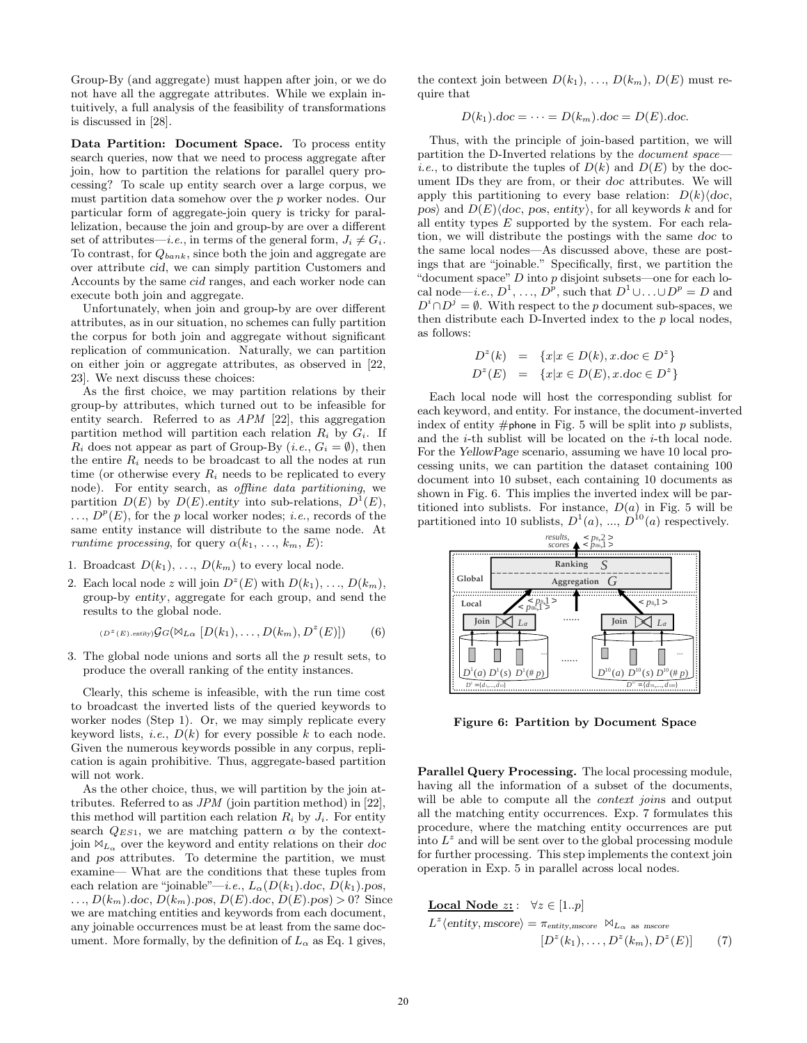Group-By (and aggregate) must happen after join, or we do not have all the aggregate attributes. While we explain intuitively, a full analysis of the feasibility of transformations is discussed in [28].

**Data Partition: Document Space.** To process entity search queries, now that we need to process aggregate after join, how to partition the relations for parallel query processing? To scale up entity search over a large corpus, we must partition data somehow over the $p$ worker nodes. Our particular form of aggregate-join query is tricky for parallelization, because the join and group-by are over a different set of attributes—*i.e.*, in terms of the general form, $J_i \neq G_i$. To contrast, for $Q_{bank}$, since both the join and aggregate are over attribute *cid*, we can simply partition Customers and Accounts by the same *cid* ranges, and each worker node can execute both join and aggregate.

Unfortunately, when join and group-by are over different attributes, as in our situation, no schemes can fully partition the corpus for both join and aggregate without significant replication of communication. Naturally, we can partition on either join or aggregate attributes, as observed in [22, 23]. We next discuss these choices:

As the first choice, we may partition relations by their group-by attributes, which turned out to be infeasible for entity search. Referred to as *APM* [22], this aggregation partition method will partition each relation $R_i$ by $G_i$. If $R_i$ does not appear as part of Group-By (*i.e.*, $G_i = \emptyset$), then the entire $R_i$ needs to be broadcast to all the nodes at run time (or otherwise every $R_i$ needs to be replicated to every node). For entity search, as *offline data partitioning*, we partition $D(E)$ by $D(E).entity$ into sub-relations, $D^1(E)$, $\ldots$, $D^p(E)$, for the $p$ local worker nodes; *i.e.*, records of the same entity instance will distribute to the same node. At *runtime processing*, for query $\alpha(k_1, \ldots, k_m, E)$:

1. Broadcast $D(k_1), \ldots, D(k_m)$ to every local node.
2. Each local node $z$ will join $D^z(E)$ with $D(k_1), \ldots, D(k_m)$, group-by *entity*, aggregate for each group, and send the results to the global node.

$$_{(D^z(E).entity)}\mathcal{G}_G(\bowtie_{L\alpha} [D(k_1), \ldots, D(k_m), D^z(E)]) \qquad (6)$$

3. The global node unions and sorts all the $p$ result sets, to produce the overall ranking of the entity instances.

Clearly, this scheme is infeasible, with the run time cost to broadcast the inverted lists of the queried keywords to worker nodes (Step 1). Or, we may simply replicate every keyword lists, *i.e.*, $D(k)$ for every possible $k$ to each node. Given the numerous keywords possible in any corpus, replication is again prohibitive. Thus, aggregate-based partition will not work.

As the other choice, thus, we will partition by the join attributes. Referred to as *JPM* (join partition method) in [22], this method will partition each relation $R_i$ by $J_i$. For entity search $Q_{ES1}$, we are matching pattern $\alpha$ by the context-join $\bowtie_{L_\alpha}$ over the keyword and entity relations on their *doc* and *pos* attributes. To determine the partition, we must examine— What are the conditions that these tuples from each relation are "joinable"—*i.e.*, $L_\alpha(D(k_1).doc, D(k_1).pos, \ldots, D(k_m).doc, D(k_m).pos, D(E).doc, D(E).pos) > 0$? Since we are matching entities and keywords from each document, any joinable occurrences must be at least from the same document. More formally, by the definition of $L_\alpha$ as Eq. 1 gives, the context join between $D(k_1), \ldots, D(k_m), D(E)$ must require that

$$D(k_1).doc = \cdots = D(k_m).doc = D(E).doc.$$

Thus, with the principle of join-based partition, we will partition the D-Inverted relations by the *document space*—*i.e.*, to distribute the tuples of $D(k)$ and $D(E)$ by the document IDs they are from, or their *doc* attributes. We will apply this partitioning to every base relation: $D(k)\langle doc, pos\rangle$ and $D(E)\langle doc, pos, entity\rangle$, for all keywords $k$ and for all entity types $E$ supported by the system. For each relation, we will distribute the postings with the same *doc* to the same local nodes—As discussed above, these are postings that are "joinable." Specifically, first, we partition the "document space" $D$ into $p$ disjoint subsets—one for each local node—*i.e.*, $D^1, \ldots, D^p$, such that $D^1 \cup \ldots \cup D^p = D$ and $D^i \cap D^j = \emptyset$. With respect to the $p$ document sub-spaces, we then distribute each D-Inverted index to the $p$ local nodes, as follows:

$$\begin{aligned} D^z(k) &= \{x | x \in D(k), x.doc \in D^z\} \\ D^z(E) &= \{x | x \in D(E), x.doc \in D^z\} \end{aligned}$$

Each local node will host the corresponding sublist for each keyword, and entity. For instance, the document-inverted index of entity #phone in Fig. 5 will be split into $p$ sublists, and the $i$-th sublist will be located on the $i$-th local node. For the *YellowPage* scenario, assuming we have 10 local processing units, we can partition the dataset containing 100 document into 10 subset, each containing 10 documents as shown in Fig. 6. This implies the inverted index will be partitioned into sublists. For instance, $D(a)$ in Fig. 5 will be partitioned into 10 sublists, $D^1(a)$, ..., $D^{10}(a)$ respectively.

**Figure 6: Partition by Document Space**

**Parallel Query Processing.** The local processing module, having all the information of a subset of the documents, will be able to compute all the *context joins* and output all the matching entity occurrences. Exp. 7 formulates this procedure, where the matching entity occurrences are put into $L^z$ and will be sent over to the global processing module for further processing. This step implements the context join operation in Exp. 5 in parallel across local nodes.

<u>**Local Node $z$:**</u> : $\forall z \in [1..p]$

$$L^z\langle entity, mscore\rangle = \pi_{entity, mscore} \bowtie_{L_\alpha \text{ as } mscore} [D^z(k_1), \ldots, D^z(k_m), D^z(E)] \qquad (7)$$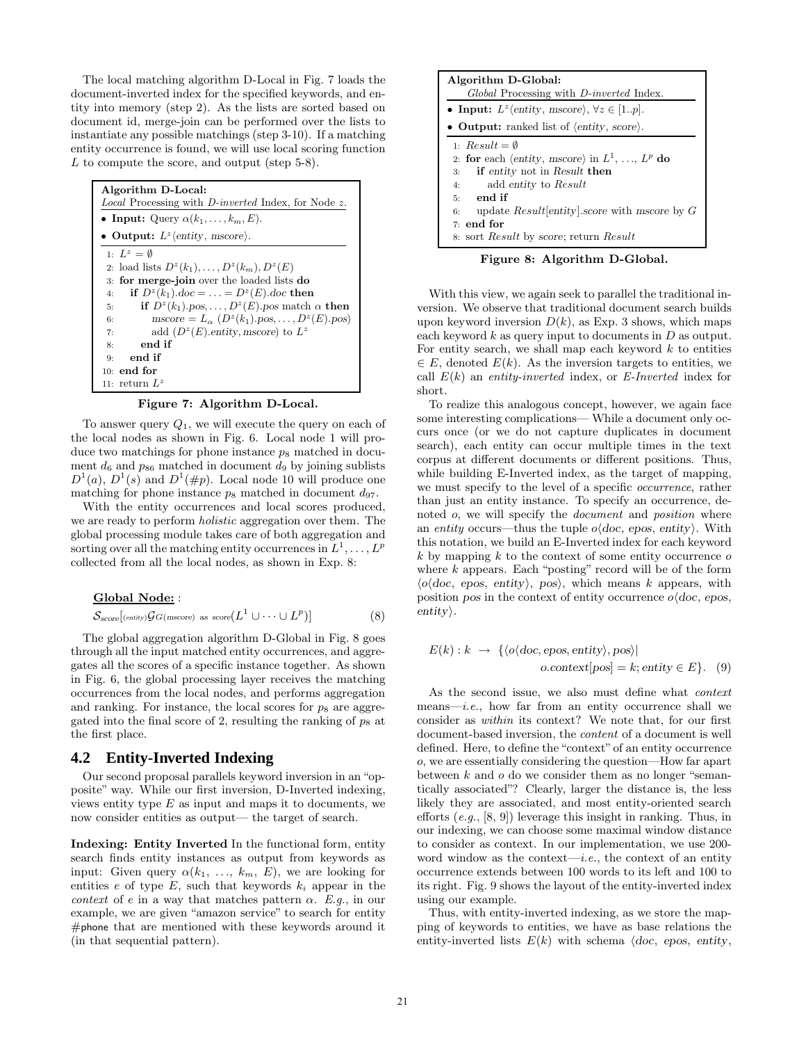The local matching algorithm D-Local in Fig. 7 loads the document-inverted index for the specified keywords, and entity into memory (step 2). As the lists are sorted based on document id, merge-join can be performed over the lists to instantiate any possible matchings (step 3-10). If a matching entity occurrence is found, we will use local scoring function $L$ to compute the score, and output (step 5-8).

```
Algorithm D-Local:
Local Processing with D-inverted Index, for Node z.
• Input: Query α(k_1, ..., k_m, E).
• Output: L^z⟨entity, mscore⟩.

1:  L^z = ∅
2:  load lists D^z(k_1), ..., D^z(k_m), D^z(E)
3:  for merge-join over the loaded lists do
4:    if D^z(k_1).doc = ... = D^z(E).doc then
5:      if D^z(k_1).pos, ..., D^z(E).pos match α then
6:        mscore = L_α (D^z(k_1).pos, ..., D^z(E).pos)
7:        add (D^z(E).entity, mscore) to L^z
8:      end if
9:    end if
10: end for
11: return L^z
```

**Figure 7: Algorithm D-Local.**

To answer query $Q_1$, we will execute the query on each of the local nodes as shown in Fig. 6. Local node 1 will produce two matchings for phone instance $p_8$ matched in document $d_6$ and $p_{86}$ matched in document $d_9$ by joining sublists $D^1(a)$, $D^1(s)$ and $D^1(\#p)$. Local node 10 will produce one matching for phone instance $p_8$ matched in document $d_{97}$.

With the entity occurrences and local scores produced, we are ready to perform *holistic* aggregation over them. The global processing module takes care of both aggregation and sorting over all the matching entity occurrences in $L^1, \ldots, L^p$ collected from all the local nodes, as shown in Exp. 8:

**Global Node:** :

$$\mathcal{S}_{score}[{}_{(entity)}\mathcal{G}_{G(mscore)\text{ as }score}(L^1 \cup \cdots \cup L^p)] \qquad (8)$$

The global aggregation algorithm D-Global in Fig. 8 goes through all the input matched entity occurrences, and aggregates all the scores of a specific instance together. As shown in Fig. 6, the global processing layer receives the matching occurrences from the local nodes, and performs aggregation and ranking. For instance, the local scores for $p_8$ are aggregated into the final score of 2, resulting the ranking of $p_8$ at the first place.

```
Algorithm D-Global:
Global Processing with D-inverted Index.
• Input: L^z⟨entity, mscore⟩, ∀z ∈ [1..p].
• Output: ranked list of ⟨entity, score⟩.

1: Result = ∅
2: for each ⟨entity, mscore⟩ in L^1, ..., L^p do
3:   if entity not in Result then
4:     add entity to Result
5:   end if
6:   update Result[entity].score with mscore by G
7: end for
8: sort Result by score; return Result
```

**Figure 8: Algorithm D-Global.**

## 4.2 Entity-Inverted Indexing

Our second proposal parallels keyword inversion in an "opposite" way. While our first inversion, D-Inverted indexing, views entity type $E$ as input and maps it to documents, we now consider entities as output— the target of search.

**Indexing: Entity Inverted** In the functional form, entity search finds entity instances as output from keywords as input: Given query $\alpha(k_1, \ldots, k_m, E)$, we are looking for entities $e$ of type $E$, such that keywords $k_i$ appear in the *context* of $e$ in a way that matches pattern $\alpha$. *E.g.*, in our example, we are given "amazon service" to search for entity #phone that are mentioned with these keywords around it (in that sequential pattern).

With this view, we again seek to parallel the traditional inversion. We observe that traditional document search builds upon keyword inversion $D(k)$, as Exp. 3 shows, which maps each keyword $k$ as query input to documents in $D$ as output. For entity search, we shall map each keyword $k$ to entities $\in E$, denoted $E(k)$. As the inversion targets to entities, we call $E(k)$ an *entity-inverted* index, or *E-Inverted* index for short.

To realize this analogous concept, however, we again face some interesting complications— While a document only occurs once (or we do not capture duplicates in document search), each entity can occur multiple times in the text corpus at different documents or different positions. Thus, while building E-Inverted index, as the target of mapping, we must specify to the level of a specific *occurrence*, rather than just an entity instance. To specify an occurrence, denoted $o$, we will specify the *document* and *position* where an *entity* occurs—thus the tuple $o\langle doc, epos, entity\rangle$. With this notation, we build an E-Inverted index for each keyword $k$ by mapping $k$ to the context of some entity occurrence $o$ where $k$ appears. Each "posting" record will be of the form $\langle o\langle doc, epos, entity\rangle, pos\rangle$, which means $k$ appears, with position $pos$ in the context of entity occurrence $o\langle doc, epos, entity\rangle$.

$$E(k) : k \;\rightarrow\; \{\langle o\langle doc, epos, entity\rangle, pos\rangle |\; o.context[pos] = k; entity \in E\}. \quad (9)$$

As the second issue, we also must define what *context* means—*i.e.*, how far from an entity occurrence shall we consider as *within* its context? We note that, for our first document-based inversion, the *content* of a document is well defined. Here, to define the "context" of an entity occurrence $o$, we are essentially considering the question—How far apart between $k$ and $o$ do we consider them as no longer "semantically associated"? Clearly, larger the distance is, the less likely they are associated, and most entity-oriented search efforts (*e.g.*, [8, 9]) leverage this insight in ranking. Thus, in our indexing, we can choose some maximal window distance to consider as context. In our implementation, we use 200-word window as the context—*i.e.*, the context of an entity occurrence extends between 100 words to its left and 100 to its right. Fig. 9 shows the layout of the entity-inverted index using our example.

Thus, with entity-inverted indexing, as we store the mapping of keywords to entities, we have as base relations the entity-inverted lists $E(k)$ with schema $\langle doc, epos, entity,$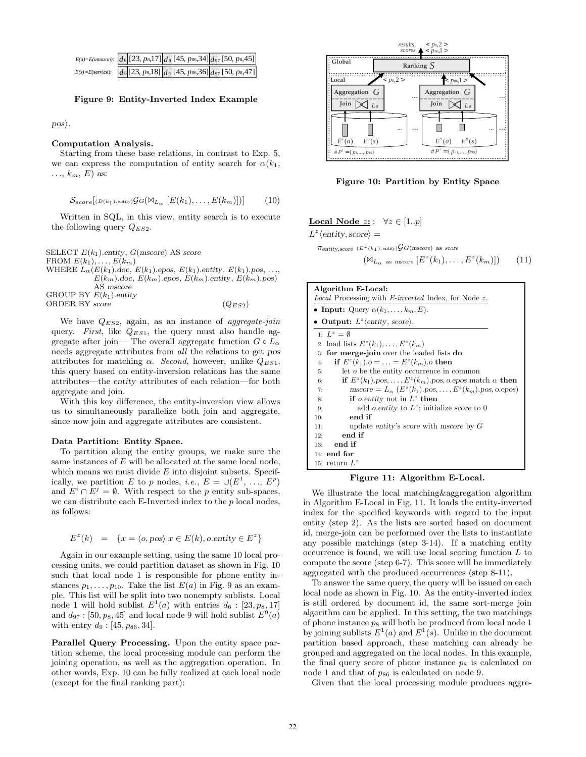| $E(a)$=$E$(amazon): | $d_6$ [23, $p_8$,17] | $d_9$ [45, $p_{86}$,34] | $d_{97}$ [50, $p_8$,45] |
|---|---|---|---|
| $E(s)$=$E$(service): | $d_6$ [23, $p_8$,18] | $d_9$ [45, $p_{86}$,36] | $d_{97}$ [50, $p_8$,47] |

**Figure 9: Entity-Inverted Index Example**

$pos\rangle$.

**Computation Analysis.**
Starting from these base relations, in contrast to Exp. 5, we can express the computation of entity search for $\alpha(k_1, \ldots, k_m, E)$ as:

$$\mathcal{S}_{score}[_{(D(k_1).entity)}\mathcal{G}_G(\bowtie_{L_\alpha}[E(k_1), \ldots, E(k_m)])] \qquad (10)$$

Written in SQL, in this view, entity search is to execute the following query $Q_{ES2}$.

SELECT $E(k_1)$.*entity*, $G$(*mscore*) AS *score*
FROM $E(k_1), \ldots, E(k_m)$
WHERE $L_\alpha(E(k_1).doc, E(k_1).epos, E(k_1).entity, E(k_1).pos, \ldots, E(k_m).doc, E(k_m).epos, E(k_m).entity, E(k_m).pos)$ AS *mscore*
GROUP BY $E(k_1)$.*entity*
ORDER BY *score* $\qquad (Q_{ES2})$

We have $Q_{ES2}$, again, as an instance of *aggregate-join* query. *First*, like $Q_{ES1}$, the query must also handle aggregate after join— The overall aggregate function $G \circ L_\alpha$ needs aggregate attributes from *all* the relations to get *pos* attributes for matching $\alpha$. *Second*, however, unlike $Q_{ES1}$, this query based on entity-inversion relations has the same attributes—the *entity* attributes of each relation—for both aggregate and join.

With this key difference, the entity-inversion view allows us to simultaneously parallelize both join and aggregate, since now join and aggregate attributes are consistent.

**Data Partition: Entity Space.**
To partition along the entity groups, we make sure the same instances of $E$ will be allocated at the same local node, which means we must divide $E$ into disjoint subsets. Specifically, we partition $E$ to $p$ nodes, *i.e.*, $E = \cup(E^1, \ldots, E^p)$ and $E^i \cap E^j = \emptyset$. With respect to the $p$ entity sub-spaces, we can distribute each E-Inverted index to the $p$ local nodes, as follows:

$$E^z(k) \quad = \quad \{x = \langle o, pos\rangle | x \in E(k), o.entity \in E^z\}$$

Again in our example setting, using the same 10 local processing units, we could partition dataset as shown in Fig. 10 such that local node 1 is responsible for phone entity instances $p_1, \ldots, p_{10}$. Take the list $E(a)$ in Fig. 9 as an example. This list will be split into two nonempty sublists. Local node 1 will hold sublist $E^1(a)$ with entries $d_6 : [23, p_8, 17]$ and $d_{97} : [50, p_8, 45]$ and local node 9 will hold sublist $E^9(a)$ with entry $d_9 : [45, p_{86}, 34]$.

**Parallel Query Processing.** Upon the entity space partition scheme, the local processing module can perform the joining operation, as well as the aggregation operation. In other words, Exp. 10 can be fully realized at each local node (except for the final ranking part):

**Figure 10: Partition by Entity Space**

**Local Node** $z$**:** : $\forall z \in [1..p]$

$$L^z\langle entity, score\rangle =$$
$$\pi_{entity, score} \ {}_{(E^z(k_1).entity)}\mathcal{G}_{G(mscore) \text{ as } score} \ (\bowtie_{L_\alpha \text{ as } mscore}[E^z(k_1), \ldots, E^z(k_m)]) \qquad (11)$$

**Algorithm E-Local:**
*Local* Processing with *E-inverted* Index, for Node $z$.

- **Input:** Query $\alpha(k_1, \ldots, k_m, E)$.
- **Output:** $L^z\langle entity, score\rangle$.

```
1:  L^z = ∅
2:  load lists E^z(k_1), ..., E^z(k_m)
3:  for merge-join over the loaded lists do
4:    if E^z(k_1).o = ... = E^z(k_m).o then
5:      let o be the entity occurrence in common
6:      if E^z(k_1).pos, ..., E^z(k_m).pos, o.epos match α then
7:        mscore = L_α (E^z(k_1).pos, ..., E^z(k_m).pos, o.epos)
8:        if o.entity not in L^z then
9:          add o.entity to L^z; initialize score to 0
10:       end if
11:       update entity's score with mscore by G
12:     end if
13:   end if
14: end for
15: return L^z
```

**Figure 11: Algorithm E-Local.**

We illustrate the local matching&aggregation algorithm in Algorithm E-Local in Fig. 11. It loads the entity-inverted index for the specified keywords with regard to the input entity (step 2). As the lists are sorted based on document id, merge-join can be performed over the lists to instantiate any possible matchings (step 3-14). If a matching entity occurrence is found, we will use local scoring function $L$ to compute the score (step 6-7). This score will be immediately aggregated with the produced occurrences (step 8-11).

To answer the same query, the query will be issued on each local node as shown in Fig. 10. As the entity-inverted index is still ordered by document id, the same sort-merge join algorithm can be applied. In this setting, the two matchings of phone instance $p_8$ will both be produced from local node 1 by joining sublists $E^1(a)$ and $E^1(s)$. Unlike in the document partition based approach, these matching can already be grouped and aggregated on the local nodes. In this example, the final query score of phone instance $p_8$ is calculated on node 1 and that of $p_{86}$ is calculated on node 9.

Given that the local processing module produces aggre-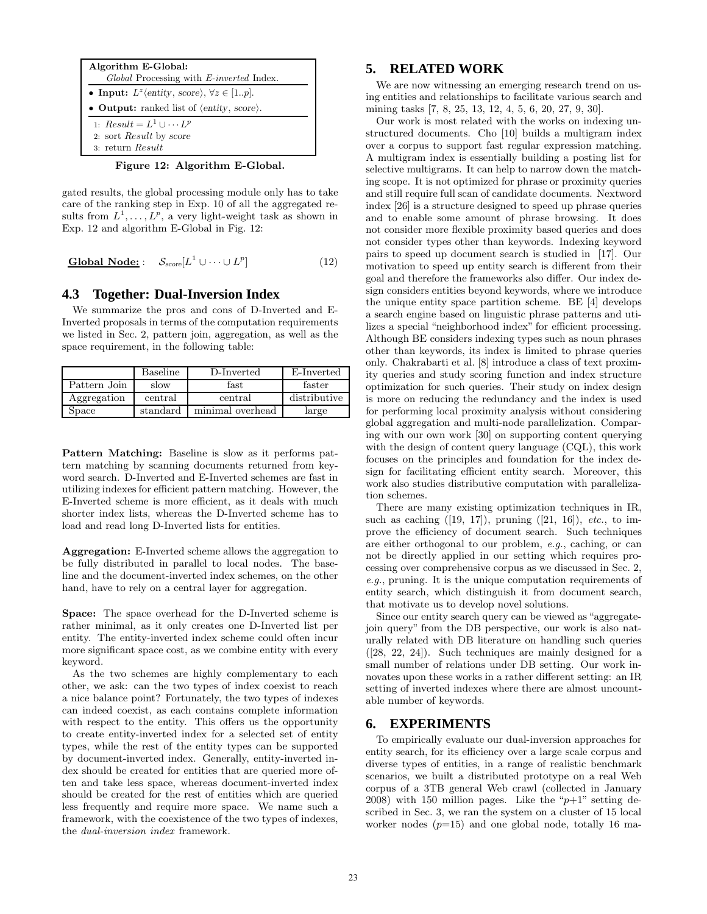**Algorithm E-Global:**
*Global* Processing with *E-inverted* Index.

- **Input:** $L^z\langle entity,\, score\rangle$, $\forall z \in [1..p]$.
- **Output:** ranked list of $\langle entity,\, score\rangle$.

```
1: Result = L^1 ∪ ··· L^p
2: sort Result by score
3: return Result
```

**Figure 12: Algorithm E-Global.**

gated results, the global processing module only has to take care of the ranking step in Exp. 10 of all the aggregated results from $L^1, \ldots, L^p$, a very light-weight task as shown in Exp. 12 and algorithm E-Global in Fig. 12:

$$\underline{\textbf{Global Node:}}: \quad \mathcal{S}_{\text{score}}[L^1 \cup \cdots \cup L^p] \tag{12}$$

### 4.3 Together: Dual-Inversion Index

We summarize the pros and cons of D-Inverted and E-Inverted proposals in terms of the computation requirements we listed in Sec. 2, pattern join, aggregation, as well as the space requirement, in the following table:

| | Baseline | D-Inverted | E-Inverted |
|---|---|---|---|
| Pattern Join | slow | fast | faster |
| Aggregation | central | central | distributive |
| Space | standard | minimal overhead | large |

**Pattern Matching:** Baseline is slow as it performs pattern matching by scanning documents returned from keyword search. D-Inverted and E-Inverted schemes are fast in utilizing indexes for efficient pattern matching. However, the E-Inverted scheme is more efficient, as it deals with much shorter index lists, whereas the D-Inverted scheme has to load and read long D-Inverted lists for entities.

**Aggregation:** E-Inverted scheme allows the aggregation to be fully distributed in parallel to local nodes. The baseline and the document-inverted index schemes, on the other hand, have to rely on a central layer for aggregation.

**Space:** The space overhead for the D-Inverted scheme is rather minimal, as it only creates one D-Inverted list per entity. The entity-inverted index scheme could often incur more significant space cost, as we combine entity with every keyword.

As the two schemes are highly complementary to each other, we ask: can the two types of index coexist to reach a nice balance point? Fortunately, the two types of indexes can indeed coexist, as each contains complete information with respect to the entity. This offers us the opportunity to create entity-inverted index for a selected set of entity types, while the rest of the entity types can be supported by document-inverted index. Generally, entity-inverted index should be created for entities that are queried more often and take less space, whereas document-inverted index should be created for the rest of entities which are queried less frequently and require more space. We name such a framework, with the coexistence of the two types of indexes, the *dual-inversion index* framework.

## 5. RELATED WORK

We are now witnessing an emerging research trend on using entities and relationships to facilitate various search and mining tasks [7, 8, 25, 13, 12, 4, 5, 6, 20, 27, 9, 30].

Our work is most related with the works on indexing unstructured documents. Cho [10] builds a multigram index over a corpus to support fast regular expression matching. A multigram index is essentially building a posting list for selective multigrams. It can help to narrow down the matching scope. It is not optimized for phrase or proximity queries and still require full scan of candidate documents. Nextword index [26] is a structure designed to speed up phrase queries and to enable some amount of phrase browsing. It does not consider more flexible proximity based queries and does not consider types other than keywords. Indexing keyword pairs to speed up document search is studied in [17]. Our motivation to speed up entity search is different from their goal and therefore the frameworks also differ. Our index design considers entities beyond keywords, where we introduce the unique entity space partition scheme. BE [4] develops a search engine based on linguistic phrase patterns and utilizes a special "neighborhood index" for efficient processing. Although BE considers indexing types such as noun phrases other than keywords, its index is limited to phrase queries only. Chakrabarti et al. [8] introduce a class of text proximity queries and study scoring function and index structure optimization for such queries. Their study on index design is more on reducing the redundancy and the index is used for performing local proximity analysis without considering global aggregation and multi-node parallelization. Comparing with our own work [30] on supporting content querying with the design of content query language (CQL), this work focuses on the principles and foundation for the index design for facilitating efficient entity search. Moreover, this work also studies distributive computation with parallelization schemes.

There are many existing optimization techniques in IR, such as caching ([19, 17]), pruning ([21, 16]), *etc.*, to improve the efficiency of document search. Such techniques are either orthogonal to our problem, *e.g.*, caching, or can not be directly applied in our setting which requires processing over comprehensive corpus as we discussed in Sec. 2, *e.g.*, pruning. It is the unique computation requirements of entity search, which distinguish it from document search, that motivate us to develop novel solutions.

Since our entity search query can be viewed as "aggregate-join query" from the DB perspective, our work is also naturally related with DB literature on handling such queries ([28, 22, 24]). Such techniques are mainly designed for a small number of relations under DB setting. Our work innovates upon these works in a rather different setting: an IR setting of inverted indexes where there are almost uncountable number of keywords.

## 6. EXPERIMENTS

To empirically evaluate our dual-inversion approaches for entity search, for its efficiency over a large scale corpus and diverse types of entities, in a range of realistic benchmark scenarios, we built a distributed prototype on a real Web corpus of a 3TB general Web crawl (collected in January 2008) with 150 million pages. Like the "$p$+1" setting described in Sec. 3, we ran the system on a cluster of 15 local worker nodes ($p$=15) and one global node, totally 16 ma-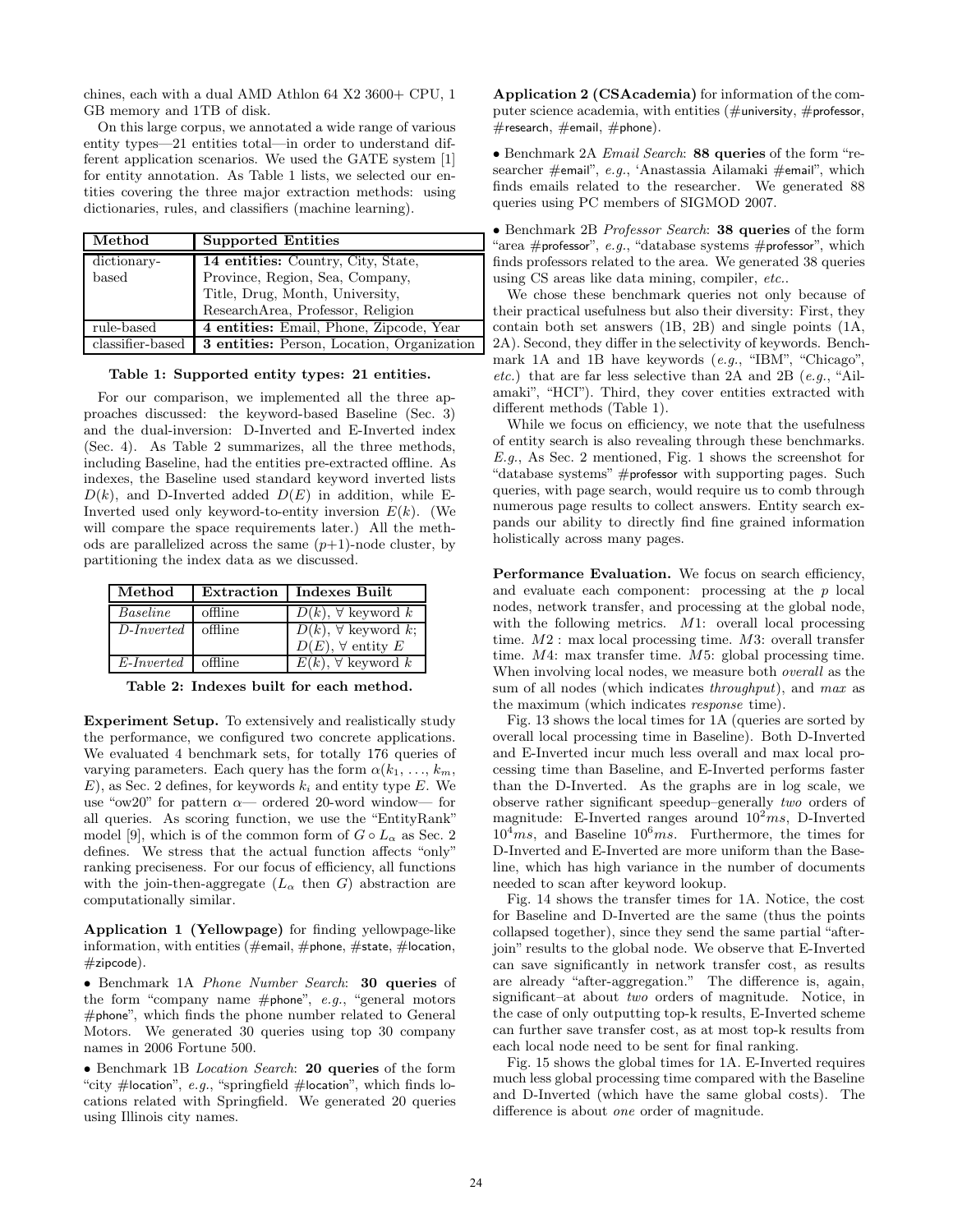chines, each with a dual AMD Athlon 64 X2 3600+ CPU, 1 GB memory and 1TB of disk.

On this large corpus, we annotated a wide range of various entity types—21 entities total—in order to understand different application scenarios. We used the GATE system [1] for entity annotation. As Table 1 lists, we selected our entities covering the three major extraction methods: using dictionaries, rules, and classifiers (machine learning).

| Method | Supported Entities |
|---|---|
| dictionary-based | **14 entities:** Country, City, State, Province, Region, Sea, Company, Title, Drug, Month, University, ResearchArea, Professor, Religion |
| rule-based | **4 entities:** Email, Phone, Zipcode, Year |
| classifier-based | **3 entities:** Person, Location, Organization |

**Table 1: Supported entity types: 21 entities.**

For our comparison, we implemented all the three approaches discussed: the keyword-based Baseline (Sec. 3) and the dual-inversion: D-Inverted and E-Inverted index (Sec. 4). As Table 2 summarizes, all the three methods, including Baseline, had the entities pre-extracted offline. As indexes, the Baseline used standard keyword inverted lists $D(k)$, and D-Inverted added $D(E)$ in addition, while E-Inverted used only keyword-to-entity inversion $E(k)$. (We will compare the space requirements later.) All the methods are parallelized across the same ($p$+1)-node cluster, by partitioning the index data as we discussed.

| Method | Extraction | Indexes Built |
|---|---|---|
| *Baseline* | offline | $D(k)$, $\forall$ keyword $k$ |
| *D-Inverted* | offline | $D(k)$, $\forall$ keyword $k$; $D(E)$, $\forall$ entity $E$ |
| *E-Inverted* | offline | $E(k)$, $\forall$ keyword $k$ |

**Table 2: Indexes built for each method.**

**Experiment Setup.** To extensively and realistically study the performance, we configured two concrete applications. We evaluated 4 benchmark sets, for totally 176 queries of varying parameters. Each query has the form $\alpha(k_1, \ldots, k_m, E)$, as Sec. 2 defines, for keywords $k_i$ and entity type $E$. We use "ow20" for pattern $\alpha$— ordered 20-word window— for all queries. As scoring function, we use the "EntityRank" model [9], which is of the common form of $G \circ L_\alpha$ as Sec. 2 defines. We stress that the actual function affects "only" ranking preciseness. For our focus of efficiency, all functions with the join-then-aggregate ($L_\alpha$ then $G$) abstraction are computationally similar.

**Application 1 (Yellowpage)** for finding yellowpage-like information, with entities (#email, #phone, #state, #location, #zipcode).

- Benchmark 1A *Phone Number Search*: **30 queries** of the form "company name #phone", *e.g.*, "general motors #phone", which finds the phone number related to General Motors. We generated 30 queries using top 30 company names in 2006 Fortune 500.
- Benchmark 1B *Location Search*: **20 queries** of the form "city #location", *e.g.*, "springfield #location", which finds locations related with Springfield. We generated 20 queries using Illinois city names.

**Application 2 (CSAcademia)** for information of the computer science academia, with entities (#university, #professor, #research, #email, #phone).

- Benchmark 2A *Email Search*: **88 queries** of the form "researcher #email", *e.g.*, 'Anastassia Ailamaki #email", which finds emails related to the researcher. We generated 88 queries using PC members of SIGMOD 2007.
- Benchmark 2B *Professor Search*: **38 queries** of the form "area #professor", *e.g.*, "database systems #professor", which finds professors related to the area. We generated 38 queries using CS areas like data mining, compiler, *etc.*.

We chose these benchmark queries not only because of their practical usefulness but also their diversity: First, they contain both set answers (1B, 2B) and single points (1A, 2A). Second, they differ in the selectivity of keywords. Benchmark 1A and 1B have keywords (*e.g.*, "IBM", "Chicago", *etc.*) that are far less selective than 2A and 2B (*e.g.*, "Ailamaki", "HCI"). Third, they cover entities extracted with different methods (Table 1).

While we focus on efficiency, we note that the usefulness of entity search is also revealing through these benchmarks. *E.g.*, As Sec. 2 mentioned, Fig. 1 shows the screenshot for "database systems" #professor with supporting pages. Such queries, with page search, would require us to comb through numerous page results to collect answers. Entity search expands our ability to directly find fine grained information holistically across many pages.

**Performance Evaluation.** We focus on search efficiency, and evaluate each component: processing at the $p$ local nodes, network transfer, and processing at the global node, with the following metrics. $M1$: overall local processing time. $M2$ : max local processing time. $M3$: overall transfer time. $M4$: max transfer time. $M5$: global processing time. When involving local nodes, we measure both *overall* as the sum of all nodes (which indicates *throughput*), and *max* as the maximum (which indicates *response* time).

Fig. 13 shows the local times for 1A (queries are sorted by overall local processing time in Baseline). Both D-Inverted and E-Inverted incur much less overall and max local processing time than Baseline, and E-Inverted performs faster than the D-Inverted. As the graphs are in log scale, we observe rather significant speedup–generally *two* orders of magnitude: E-Inverted ranges around $10^2 ms$, D-Inverted $10^4 ms$, and Baseline $10^6 ms$. Furthermore, the times for D-Inverted and E-Inverted are more uniform than the Baseline, which has high variance in the number of documents needed to scan after keyword lookup.

Fig. 14 shows the transfer times for 1A. Notice, the cost for Baseline and D-Inverted are the same (thus the points collapsed together), since they send the same partial "after-join" results to the global node. We observe that E-Inverted can save significantly in network transfer cost, as results are already "after-aggregation." The difference is, again, significant–at about *two* orders of magnitude. Notice, in the case of only outputting top-k results, E-Inverted scheme can further save transfer cost, as at most top-k results from each local node need to be sent for final ranking.

Fig. 15 shows the global times for 1A. E-Inverted requires much less global processing time compared with the Baseline and D-Inverted (which have the same global costs). The difference is about *one* order of magnitude.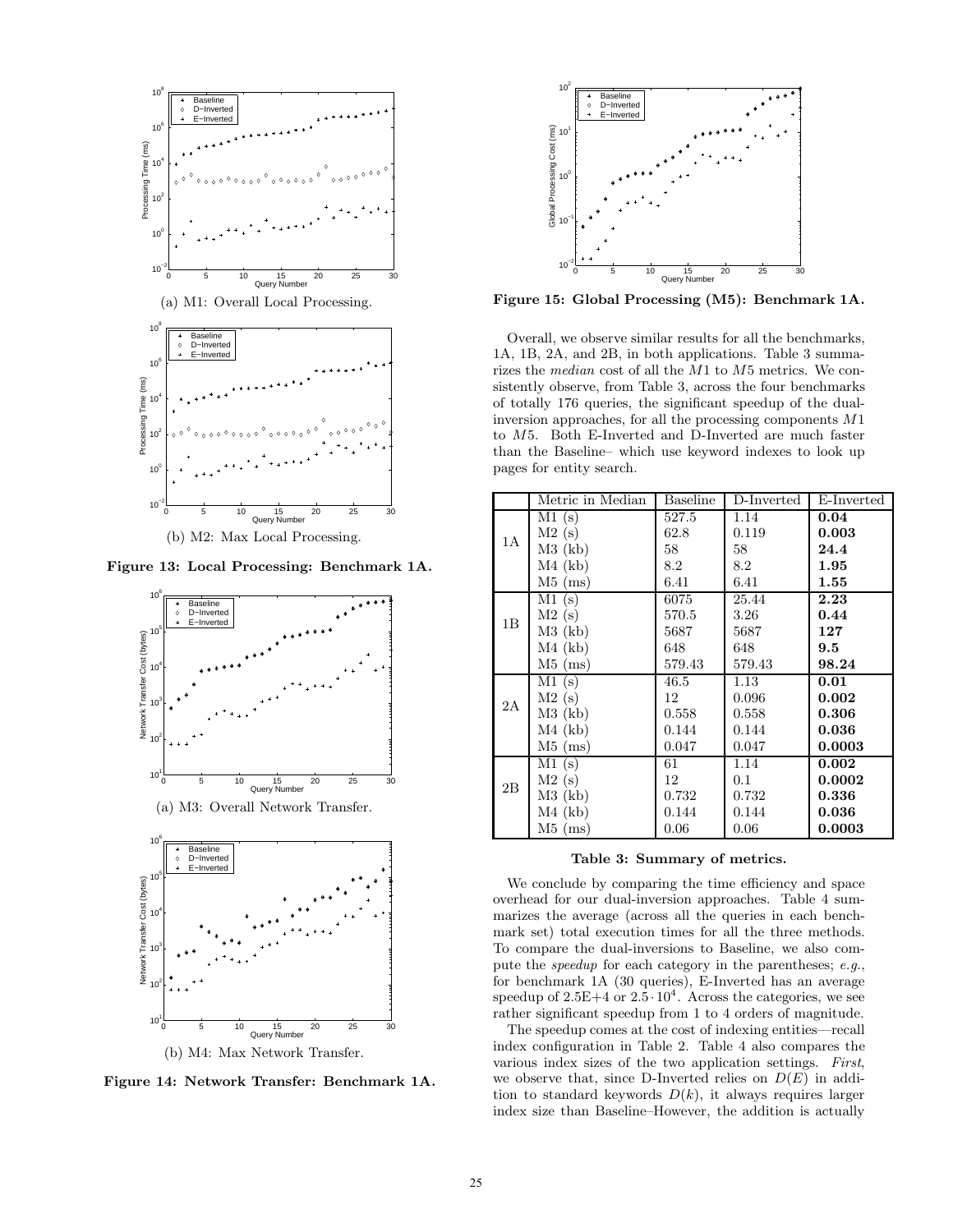(a) M1: Overall Local Processing.

(b) M2: Max Local Processing.

**Figure 13: Local Processing: Benchmark 1A.**

(a) M3: Overall Network Transfer.

(b) M4: Max Network Transfer.

**Figure 14: Network Transfer: Benchmark 1A.**

**Figure 15: Global Processing (M5): Benchmark 1A.**

Overall, we observe similar results for all the benchmarks, 1A, 1B, 2A, and 2B, in both applications. Table 3 summarizes the *median* cost of all the $M1$ to $M5$ metrics. We consistently observe, from Table 3, across the four benchmarks of totally 176 queries, the significant speedup of the dual-inversion approaches, for all the processing components $M1$ to $M5$. Both E-Inverted and D-Inverted are much faster than the Baseline– which use keyword indexes to look up pages for entity search.

| | Metric in Median | Baseline | D-Inverted | E-Inverted |
|---|---|---|---|---|
| 1A | M1 (s) | 527.5 | 1.14 | **0.04** |
| | M2 (s) | 62.8 | 0.119 | **0.003** |
| | M3 (kb) | 58 | 58 | **24.4** |
| | M4 (kb) | 8.2 | 8.2 | **1.95** |
| | M5 (ms) | 6.41 | 6.41 | **1.55** |
| 1B | M1 (s) | 6075 | 25.44 | **2.23** |
| | M2 (s) | 570.5 | 3.26 | **0.44** |
| | M3 (kb) | 5687 | 5687 | **127** |
| | M4 (kb) | 648 | 648 | **9.5** |
| | M5 (ms) | 579.43 | 579.43 | **98.24** |
| 2A | M1 (s) | 46.5 | 1.13 | **0.01** |
| | M2 (s) | 12 | 0.096 | **0.002** |
| | M3 (kb) | 0.558 | 0.558 | **0.306** |
| | M4 (kb) | 0.144 | 0.144 | **0.036** |
| | M5 (ms) | 0.047 | 0.047 | **0.0003** |
| 2B | M1 (s) | 61 | 1.14 | **0.002** |
| | M2 (s) | 12 | 0.1 | **0.0002** |
| | M3 (kb) | 0.732 | 0.732 | **0.336** |
| | M4 (kb) | 0.144 | 0.144 | **0.036** |
| | M5 (ms) | 0.06 | 0.06 | **0.0003** |

**Table 3: Summary of metrics.**

We conclude by comparing the time efficiency and space overhead for our dual-inversion approaches. Table 4 summarizes the average (across all the queries in each benchmark set) total execution times for all the three methods. To compare the dual-inversions to Baseline, we also compute the *speedup* for each category in the parentheses; *e.g.*, for benchmark 1A (30 queries), E-Inverted has an average speedup of 2.5E+4 or $2.5 \cdot 10^4$. Across the categories, we see rather significant speedup from 1 to 4 orders of magnitude.

The speedup comes at the cost of indexing entities—recall index configuration in Table 2. Table 4 also compares the various index sizes of the two application settings. *First*, we observe that, since D-Inverted relies on $D(E)$ in addition to standard keywords $D(k)$, it always requires larger index size than Baseline–However, the addition is actually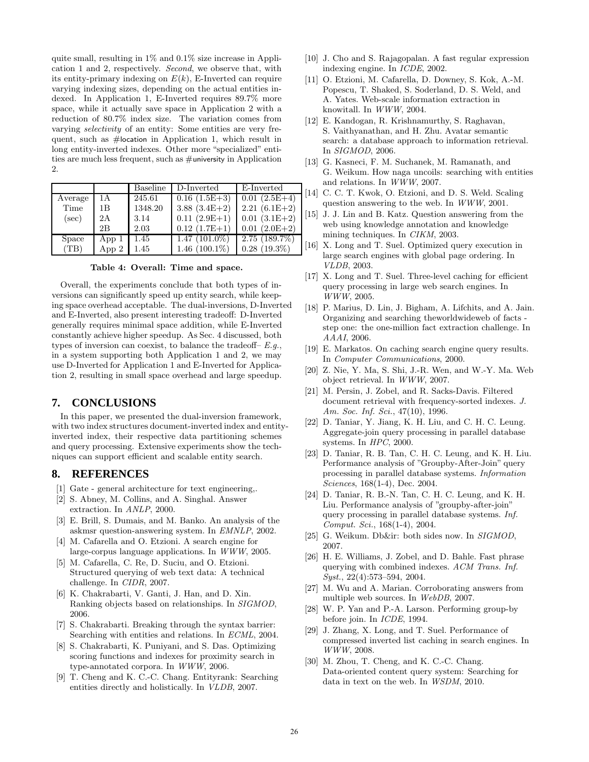quite small, resulting in 1% and 0.1% size increase in Application 1 and 2, respectively. *Second*, we observe that, with its entity-primary indexing on $E(k)$, E-Inverted can require varying indexing sizes, depending on the actual entities indexed. In Application 1, E-Inverted requires 89.7% more space, while it actually save space in Application 2 with a reduction of 80.7% index size. The variation comes from varying *selectivity* of an entity: Some entities are very frequent, such as #location in Application 1, which result in long entity-inverted indexes. Other more "specialized" entities are much less frequent, such as #university in Application 2.

| | | Baseline | D-Inverted | E-Inverted |
|---|---|---|---|---|
| Average Time (sec) | 1A | 245.61 | 0.16 (1.5E+3) | 0.01 (2.5E+4) |
| | 1B | 1348.20 | 3.88 (3.4E+2) | 2.21 (6.1E+2) |
| | 2A | 3.14 | 0.11 (2.9E+1) | 0.01 (3.1E+2) |
| | 2B | 2.03 | 0.12 (1.7E+1) | 0.01 (2.0E+2) |
| Space (TB) | App 1 | 1.45 | 1.47 (101.0%) | 2.75 (189.7%) |
| | App 2 | 1.45 | 1.46 (100.1%) | 0.28 (19.3%) |

**Table 4: Overall: Time and space.**

Overall, the experiments conclude that both types of inversions can significantly speed up entity search, while keeping space overhead acceptable. The dual-inversions, D-Inverted and E-Inverted, also present interesting tradeoff: D-Inverted generally requires minimal space addition, while E-Inverted constantly achieve higher speedup. As Sec. 4 discussed, both types of inversion can coexist, to balance the tradeoff– *E.g.*, in a system supporting both Application 1 and 2, we may use D-Inverted for Application 1 and E-Inverted for Application 2, resulting in small space overhead and large speedup.

## 7. CONCLUSIONS

In this paper, we presented the dual-inversion framework, with two index structures document-inverted index and entity-inverted index, their respective data partitioning schemes and query processing. Extensive experiments show the techniques can support efficient and scalable entity search.

## 8. REFERENCES

[1] Gate - general architecture for text engineering,.

[2] S. Abney, M. Collins, and A. Singhal. Answer extraction. In *ANLP*, 2000.

[3] E. Brill, S. Dumais, and M. Banko. An analysis of the askmsr question-answering system. In *EMNLP*, 2002.

[4] M. Cafarella and O. Etzioni. A search engine for large-corpus language applications. In *WWW*, 2005.

[5] M. Cafarella, C. Re, D. Suciu, and O. Etzioni. Structured querying of web text data: A technical challenge. In *CIDR*, 2007.

[6] K. Chakrabarti, V. Ganti, J. Han, and D. Xin. Ranking objects based on relationships. In *SIGMOD*, 2006.

[7] S. Chakrabarti. Breaking through the syntax barrier: Searching with entities and relations. In *ECML*, 2004.

[8] S. Chakrabarti, K. Puniyani, and S. Das. Optimizing scoring functions and indexes for proximity search in type-annotated corpora. In *WWW*, 2006.

[9] T. Cheng and K. C.-C. Chang. Entityrank: Searching entities directly and holistically. In *VLDB*, 2007.

[10] J. Cho and S. Rajagopalan. A fast regular expression indexing engine. In *ICDE*, 2002.

[11] O. Etzioni, M. Cafarella, D. Downey, S. Kok, A.-M. Popescu, T. Shaked, S. Soderland, D. S. Weld, and A. Yates. Web-scale information extraction in knowitall. In *WWW*, 2004.

[12] E. Kandogan, R. Krishnamurthy, S. Raghavan, S. Vaithyanathan, and H. Zhu. Avatar semantic search: a database approach to information retrieval. In *SIGMOD*, 2006.

[13] G. Kasneci, F. M. Suchanek, M. Ramanath, and G. Weikum. How naga uncoils: searching with entities and relations. In *WWW*, 2007.

[14] C. C. T. Kwok, O. Etzioni, and D. S. Weld. Scaling question answering to the web. In *WWW*, 2001.

[15] J. J. Lin and B. Katz. Question answering from the web using knowledge annotation and knowledge mining techniques. In *CIKM*, 2003.

[16] X. Long and T. Suel. Optimized query execution in large search engines with global page ordering. In *VLDB*, 2003.

[17] X. Long and T. Suel. Three-level caching for efficient query processing in large web search engines. In *WWW*, 2005.

[18] P. Marius, D. Lin, J. Bigham, A. Lifchits, and A. Jain. Organizing and searching theworldwideweb of facts - step one: the one-million fact extraction challenge. In *AAAI*, 2006.

[19] E. Markatos. On caching search engine query results. In *Computer Communications*, 2000.

[20] Z. Nie, Y. Ma, S. Shi, J.-R. Wen, and W.-Y. Ma. Web object retrieval. In *WWW*, 2007.

[21] M. Persin, J. Zobel, and R. Sacks-Davis. Filtered document retrieval with frequency-sorted indexes. *J. Am. Soc. Inf. Sci.*, 47(10), 1996.

[22] D. Taniar, Y. Jiang, K. H. Liu, and C. H. C. Leung. Aggregate-join query processing in parallel database systems. In *HPC*, 2000.

[23] D. Taniar, R. B. Tan, C. H. C. Leung, and K. H. Liu. Performance analysis of "Groupby-After-Join" query processing in parallel database systems. *Information Sciences*, 168(1-4), Dec. 2004.

[24] D. Taniar, R. B.-N. Tan, C. H. C. Leung, and K. H. Liu. Performance analysis of "groupby-after-join" query processing in parallel database systems. *Inf. Comput. Sci.*, 168(1-4), 2004.

[25] G. Weikum. Db&ir: both sides now. In *SIGMOD*, 2007.

[26] H. E. Williams, J. Zobel, and D. Bahle. Fast phrase querying with combined indexes. *ACM Trans. Inf. Syst.*, 22(4):573–594, 2004.

[27] M. Wu and A. Marian. Corroborating answers from multiple web sources. In *WebDB*, 2007.

[28] W. P. Yan and P.-A. Larson. Performing group-by before join. In *ICDE*, 1994.

[29] J. Zhang, X. Long, and T. Suel. Performance of compressed inverted list caching in search engines. In *WWW*, 2008.

[30] M. Zhou, T. Cheng, and K. C.-C. Chang. Data-oriented content query system: Searching for data in text on the web. In *WSDM*, 2010.